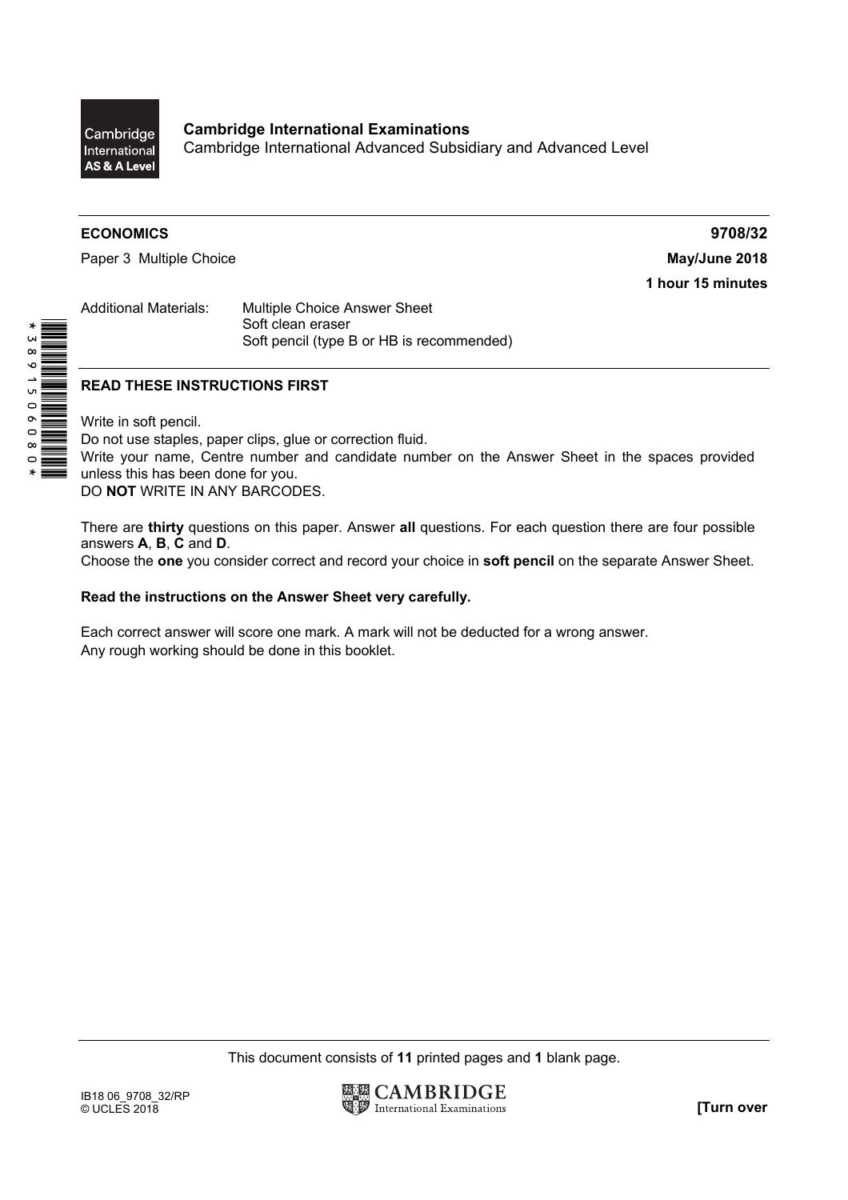**Cambridge International Examinations**
Cambridge International Advanced Subsidiary and Advanced Level

**ECONOMICS** **9708/32**

Paper 3 Multiple Choice **May/June 2018**

**1 hour 15 minutes**

Additional Materials: Multiple Choice Answer Sheet
Soft clean eraser
Soft pencil (type B or HB is recommended)

**READ THESE INSTRUCTIONS FIRST**

Write in soft pencil.
Do not use staples, paper clips, glue or correction fluid.
Write your name, Centre number and candidate number on the Answer Sheet in the spaces provided unless this has been done for you.
DO **NOT** WRITE IN ANY BARCODES.

There are **thirty** questions on this paper. Answer **all** questions. For each question there are four possible answers **A**, **B**, **C** and **D**.
Choose the **one** you consider correct and record your choice in **soft pencil** on the separate Answer Sheet.

**Read the instructions on the Answer Sheet very carefully.**

Each correct answer will score one mark. A mark will not be deducted for a wrong answer.
Any rough working should be done in this booklet.

This document consists of **11** printed pages and **1** blank page.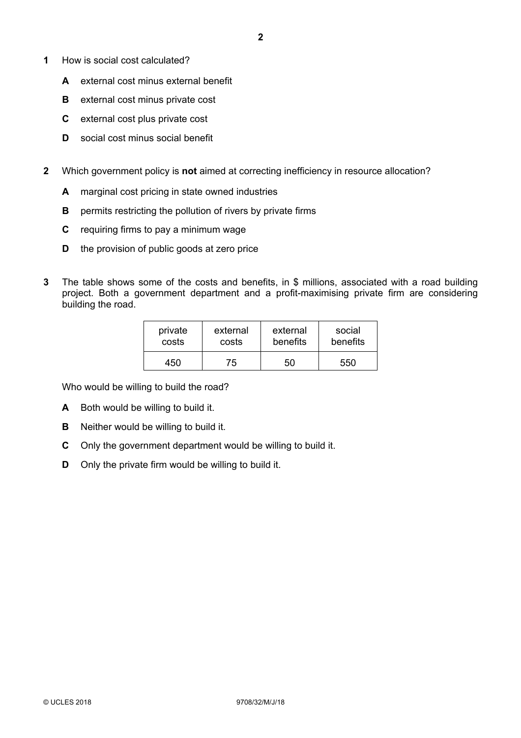**1** How is social cost calculated?

**A** external cost minus external benefit

**B** external cost minus private cost

**C** external cost plus private cost

**D** social cost minus social benefit

**2** Which government policy is **not** aimed at correcting inefficiency in resource allocation?

**A** marginal cost pricing in state owned industries

**B** permits restricting the pollution of rivers by private firms

**C** requiring firms to pay a minimum wage

**D** the provision of public goods at zero price

**3** The table shows some of the costs and benefits, in $ millions, associated with a road building project. Both a government department and a profit-maximising private firm are considering building the road.

| private costs | external costs | external benefits | social benefits |
|---|---|---|---|
| 450 | 75 | 50 | 550 |

Who would be willing to build the road?

**A** Both would be willing to build it.

**B** Neither would be willing to build it.

**C** Only the government department would be willing to build it.

**D** Only the private firm would be willing to build it.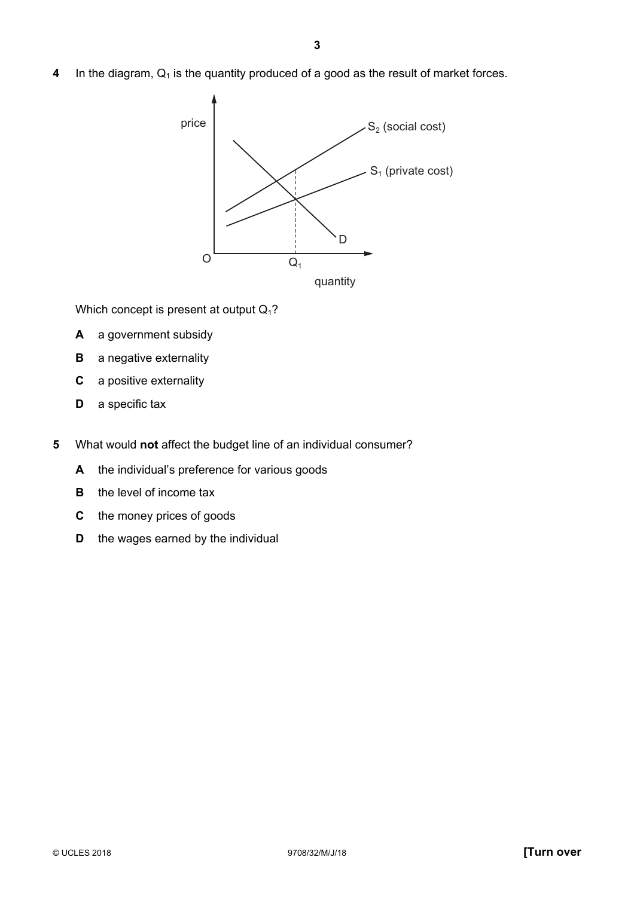**4** In the diagram, $Q_1$ is the quantity produced of a good as the result of market forces.

Which concept is present at output $Q_1$?

**A** a government subsidy

**B** a negative externality

**C** a positive externality

**D** a specific tax

**5** What would **not** affect the budget line of an individual consumer?

**A** the individual's preference for various goods

**B** the level of income tax

**C** the money prices of goods

**D** the wages earned by the individual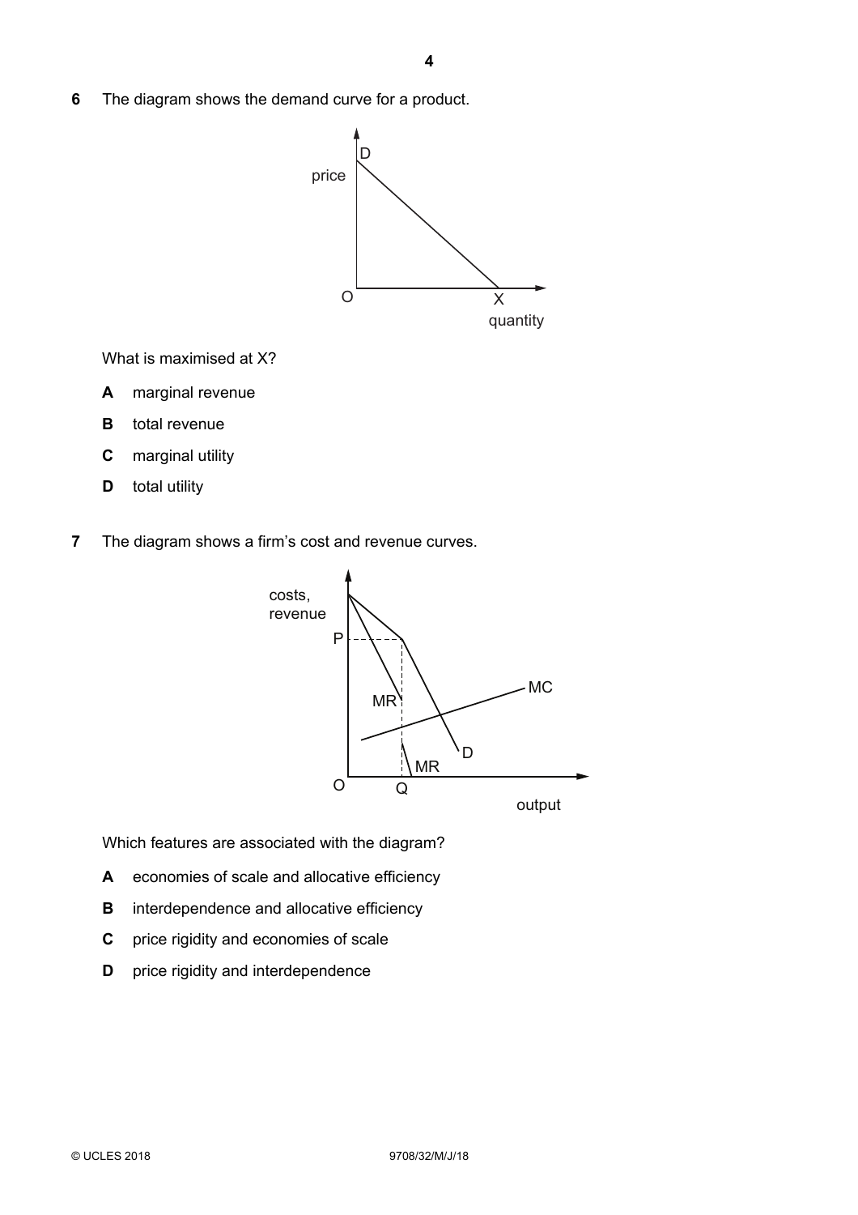**6** The diagram shows the demand curve for a product.

What is maximised at X?

**A** marginal revenue

**B** total revenue

**C** marginal utility

**D** total utility

**7** The diagram shows a firm's cost and revenue curves.

Which features are associated with the diagram?

**A** economies of scale and allocative efficiency

**B** interdependence and allocative efficiency

**C** price rigidity and economies of scale

**D** price rigidity and interdependence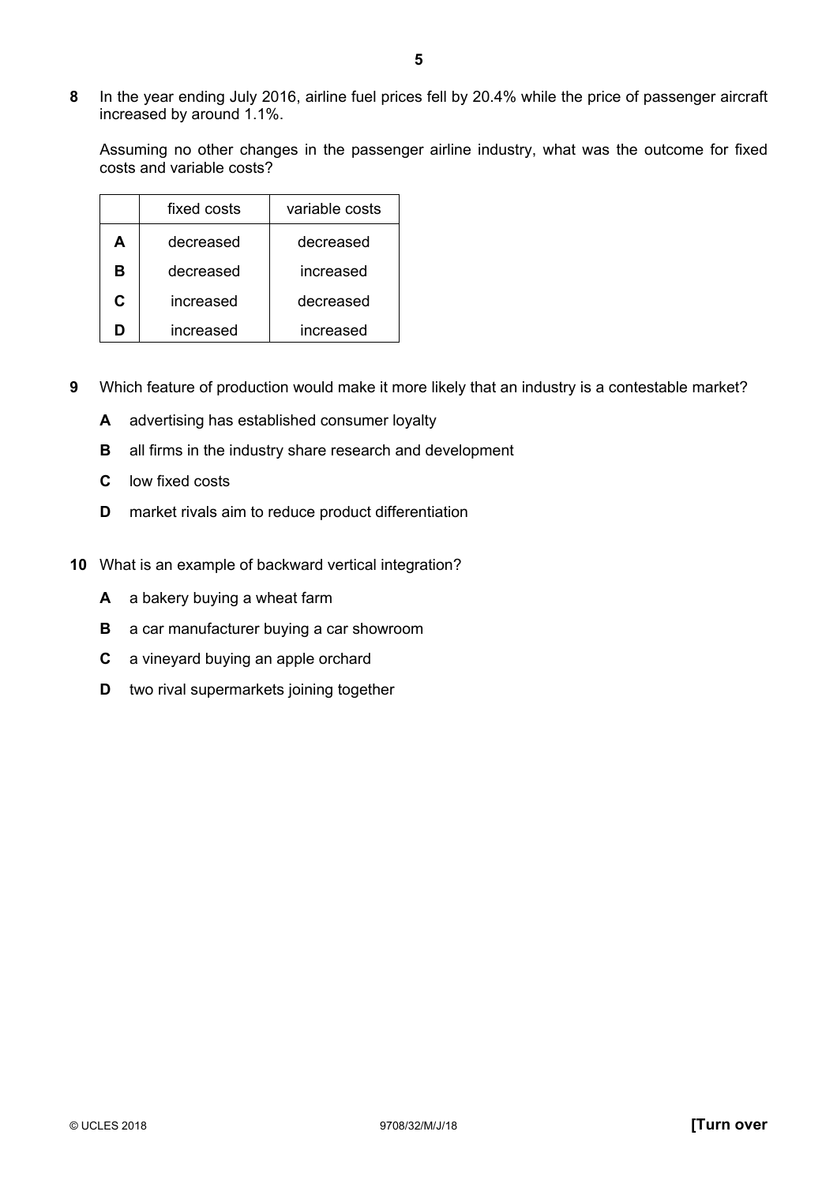**8** In the year ending July 2016, airline fuel prices fell by 20.4% while the price of passenger aircraft increased by around 1.1%.

Assuming no other changes in the passenger airline industry, what was the outcome for fixed costs and variable costs?

| | fixed costs | variable costs |
|---|---|---|
| **A** | decreased | decreased |
| **B** | decreased | increased |
| **C** | increased | decreased |
| **D** | increased | increased |

**9** Which feature of production would make it more likely that an industry is a contestable market?

**A** advertising has established consumer loyalty

**B** all firms in the industry share research and development

**C** low fixed costs

**D** market rivals aim to reduce product differentiation

**10** What is an example of backward vertical integration?

**A** a bakery buying a wheat farm

**B** a car manufacturer buying a car showroom

**C** a vineyard buying an apple orchard

**D** two rival supermarkets joining together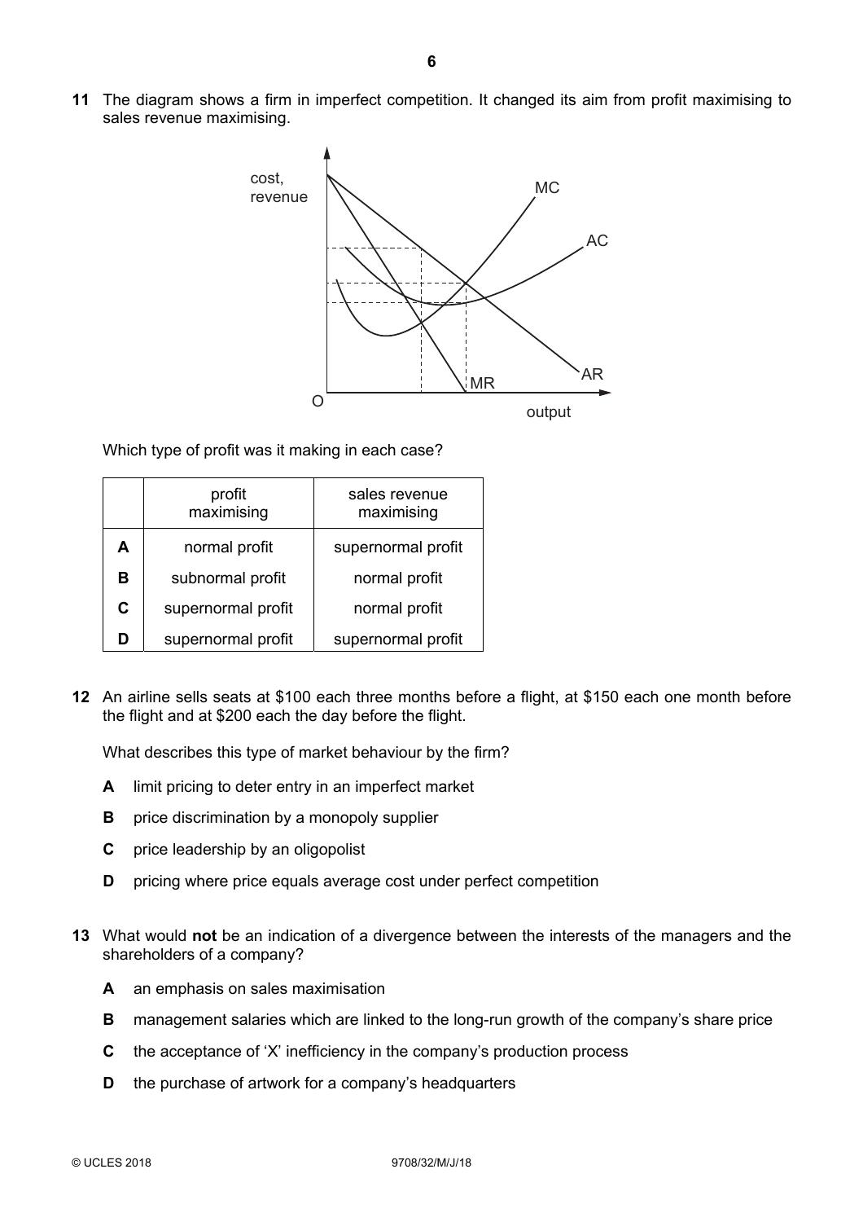**11** The diagram shows a firm in imperfect competition. It changed its aim from profit maximising to sales revenue maximising.

Which type of profit was it making in each case?

| | profit maximising | sales revenue maximising |
|---|---|---|
| **A** | normal profit | supernormal profit |
| **B** | subnormal profit | normal profit |
| **C** | supernormal profit | normal profit |
| **D** | supernormal profit | supernormal profit |

**12** An airline sells seats at $100 each three months before a flight, at $150 each one month before the flight and at $200 each the day before the flight.

What describes this type of market behaviour by the firm?

- **A** limit pricing to deter entry in an imperfect market
- **B** price discrimination by a monopoly supplier
- **C** price leadership by an oligopolist
- **D** pricing where price equals average cost under perfect competition

**13** What would **not** be an indication of a divergence between the interests of the managers and the shareholders of a company?

- **A** an emphasis on sales maximisation
- **B** management salaries which are linked to the long-run growth of the company's share price
- **C** the acceptance of 'X' inefficiency in the company's production process
- **D** the purchase of artwork for a company's headquarters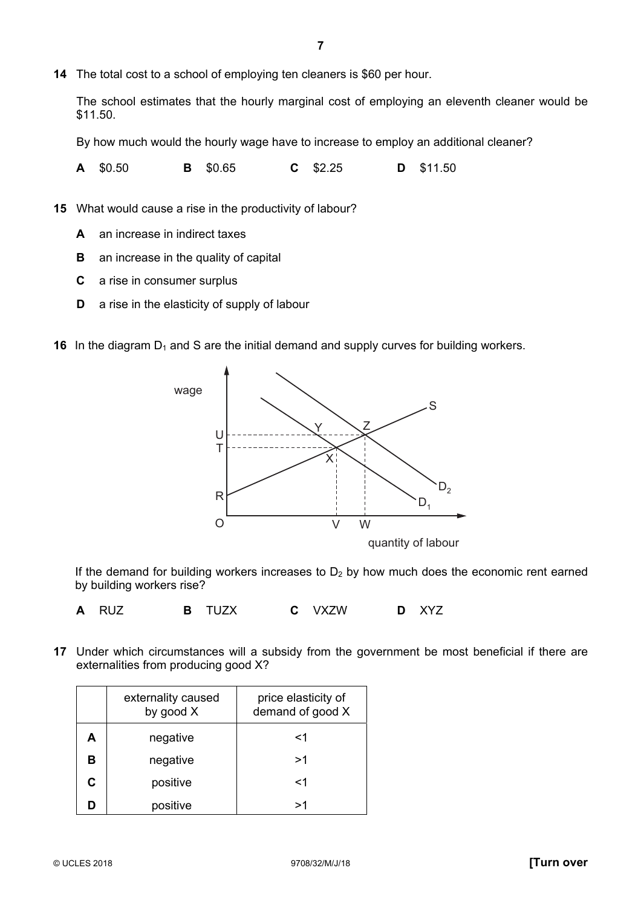**14** The total cost to a school of employing ten cleaners is $60 per hour.

The school estimates that the hourly marginal cost of employing an eleventh cleaner would be $11.50.

By how much would the hourly wage have to increase to employ an additional cleaner?

**A** $0.50 **B** $0.65 **C** $2.25 **D** $11.50

**15** What would cause a rise in the productivity of labour?

**A** an increase in indirect taxes

**B** an increase in the quality of capital

**C** a rise in consumer surplus

**D** a rise in the elasticity of supply of labour

**16** In the diagram $D_1$ and S are the initial demand and supply curves for building workers.

If the demand for building workers increases to $D_2$ by how much does the economic rent earned by building workers rise?

**A** RUZ **B** TUZX **C** VXZW **D** XYZ

**17** Under which circumstances will a subsidy from the government be most beneficial if there are externalities from producing good X?

| | externality caused by good X | price elasticity of demand of good X |
|---|---|---|
| **A** | negative | <1 |
| **B** | negative | >1 |
| **C** | positive | <1 |
| **D** | positive | >1 |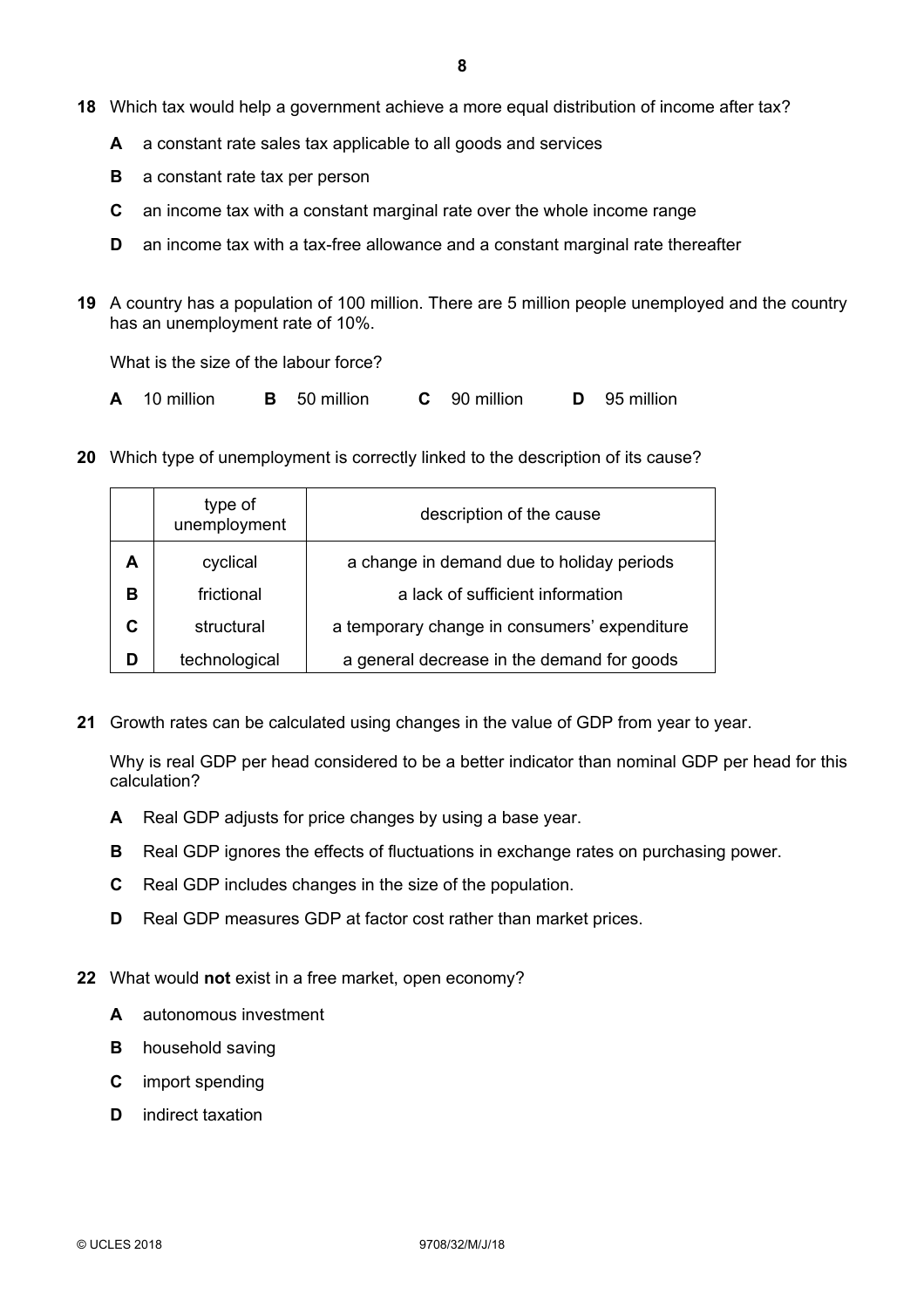**18** Which tax would help a government achieve a more equal distribution of income after tax?

**A** a constant rate sales tax applicable to all goods and services

**B** a constant rate tax per person

**C** an income tax with a constant marginal rate over the whole income range

**D** an income tax with a tax-free allowance and a constant marginal rate thereafter

**19** A country has a population of 100 million. There are 5 million people unemployed and the country has an unemployment rate of 10%.

What is the size of the labour force?

**A** 10 million **B** 50 million **C** 90 million **D** 95 million

**20** Which type of unemployment is correctly linked to the description of its cause?

| | type of unemployment | description of the cause |
|---|---|---|
| **A** | cyclical | a change in demand due to holiday periods |
| **B** | frictional | a lack of sufficient information |
| **C** | structural | a temporary change in consumers' expenditure |
| **D** | technological | a general decrease in the demand for goods |

**21** Growth rates can be calculated using changes in the value of GDP from year to year.

Why is real GDP per head considered to be a better indicator than nominal GDP per head for this calculation?

**A** Real GDP adjusts for price changes by using a base year.

**B** Real GDP ignores the effects of fluctuations in exchange rates on purchasing power.

**C** Real GDP includes changes in the size of the population.

**D** Real GDP measures GDP at factor cost rather than market prices.

**22** What would **not** exist in a free market, open economy?

**A** autonomous investment

**B** household saving

**C** import spending

**D** indirect taxation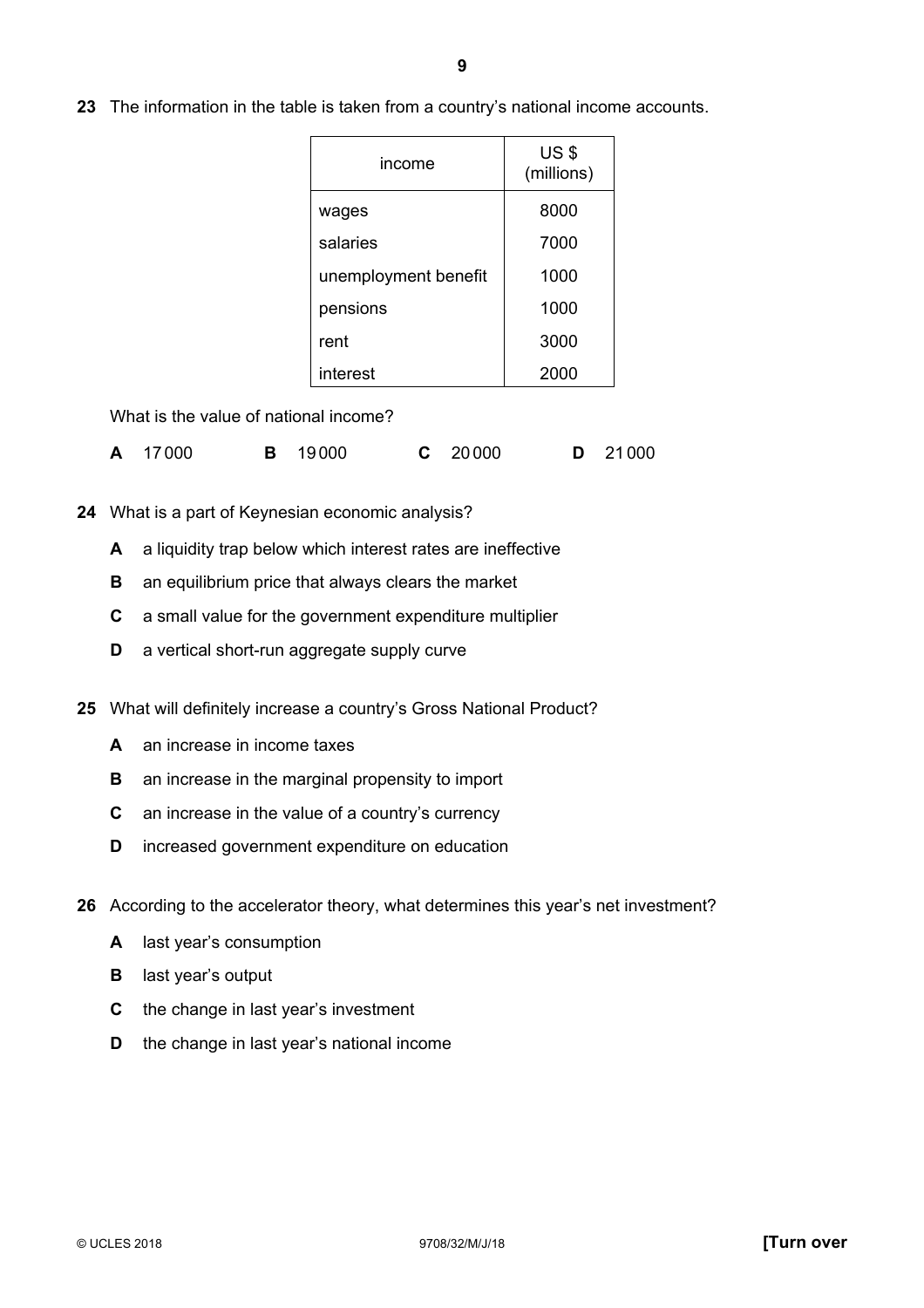23 The information in the table is taken from a country's national income accounts.

| income | US $ (millions) |
|---|---|
| wages | 8000 |
| salaries | 7000 |
| unemployment benefit | 1000 |
| pensions | 1000 |
| rent | 3000 |
| interest | 2000 |

What is the value of national income?

**A** 17 000 **B** 19 000 **C** 20 000 **D** 21 000

24 What is a part of Keynesian economic analysis?

**A** a liquidity trap below which interest rates are ineffective

**B** an equilibrium price that always clears the market

**C** a small value for the government expenditure multiplier

**D** a vertical short-run aggregate supply curve

25 What will definitely increase a country's Gross National Product?

**A** an increase in income taxes

**B** an increase in the marginal propensity to import

**C** an increase in the value of a country's currency

**D** increased government expenditure on education

26 According to the accelerator theory, what determines this year's net investment?

**A** last year's consumption

**B** last year's output

**C** the change in last year's investment

**D** the change in last year's national income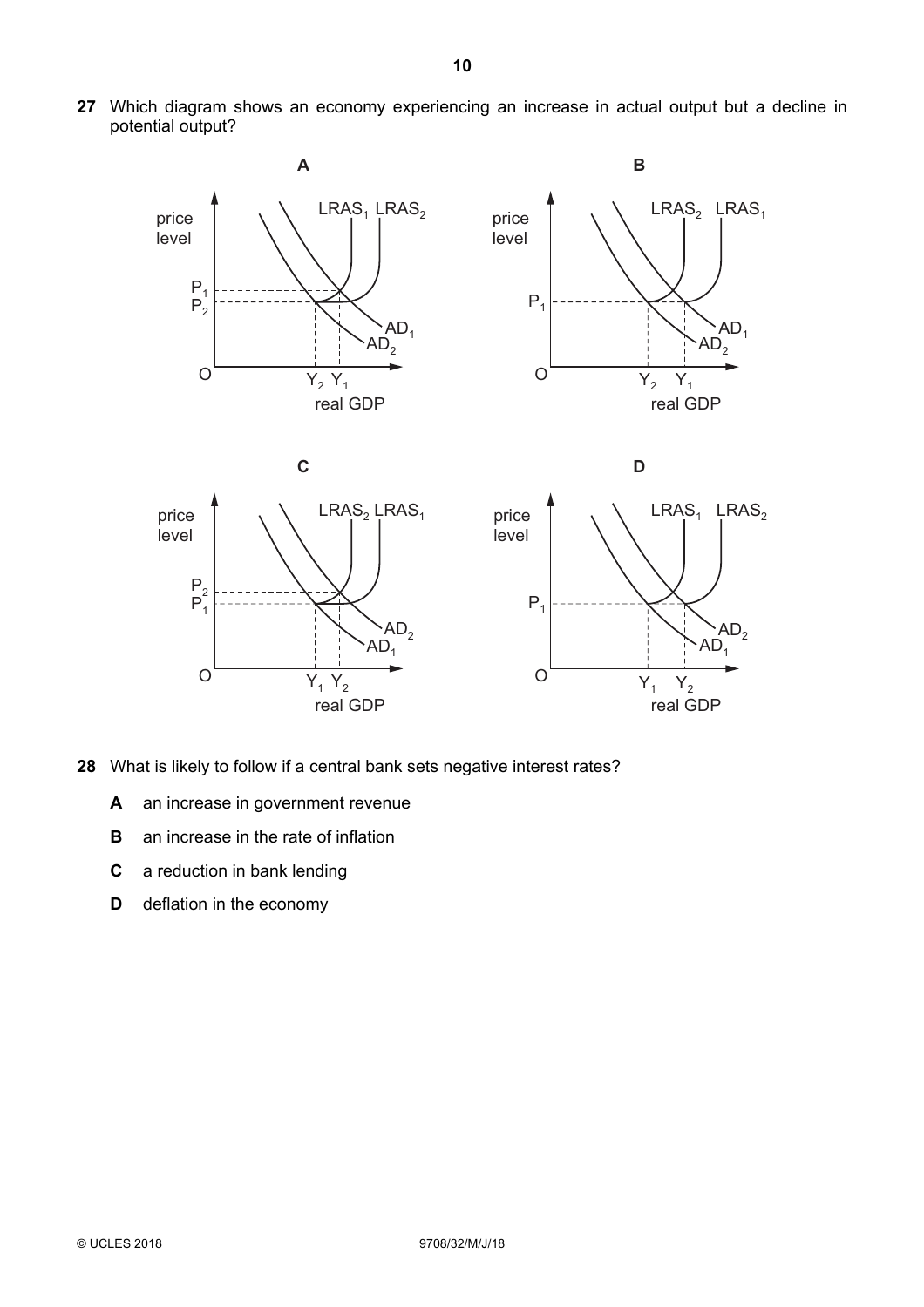**27** Which diagram shows an economy experiencing an increase in actual output but a decline in potential output?

**A**

price level; $P_1$, $P_2$; $LRAS_1$ $LRAS_2$; $AD_1$, $AD_2$; O; $Y_2$ $Y_1$; real GDP

**B**

price level; $P_1$; $LRAS_2$ $LRAS_1$; $AD_1$, $AD_2$; O; $Y_2$ $Y_1$; real GDP

**C**

price level; $P_2$, $P_1$; $LRAS_2$ $LRAS_1$; $AD_2$, $AD_1$; O; $Y_1$ $Y_2$; real GDP

**D**

price level; $P_1$; $LRAS_1$ $LRAS_2$; $AD_2$, $AD_1$; O; $Y_1$ $Y_2$; real GDP

**28** What is likely to follow if a central bank sets negative interest rates?

**A** an increase in government revenue

**B** an increase in the rate of inflation

**C** a reduction in bank lending

**D** deflation in the economy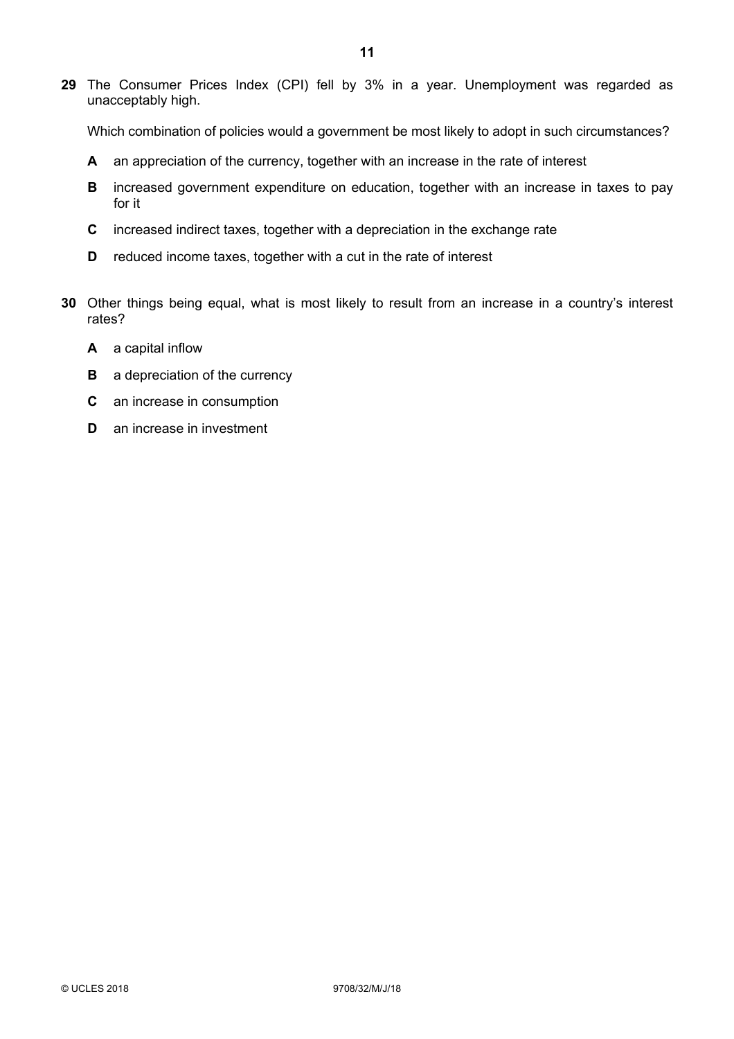**29** The Consumer Prices Index (CPI) fell by 3% in a year. Unemployment was regarded as unacceptably high.

Which combination of policies would a government be most likely to adopt in such circumstances?

**A** an appreciation of the currency, together with an increase in the rate of interest

**B** increased government expenditure on education, together with an increase in taxes to pay for it

**C** increased indirect taxes, together with a depreciation in the exchange rate

**D** reduced income taxes, together with a cut in the rate of interest

**30** Other things being equal, what is most likely to result from an increase in a country's interest rates?

**A** a capital inflow

**B** a depreciation of the currency

**C** an increase in consumption

**D** an increase in investment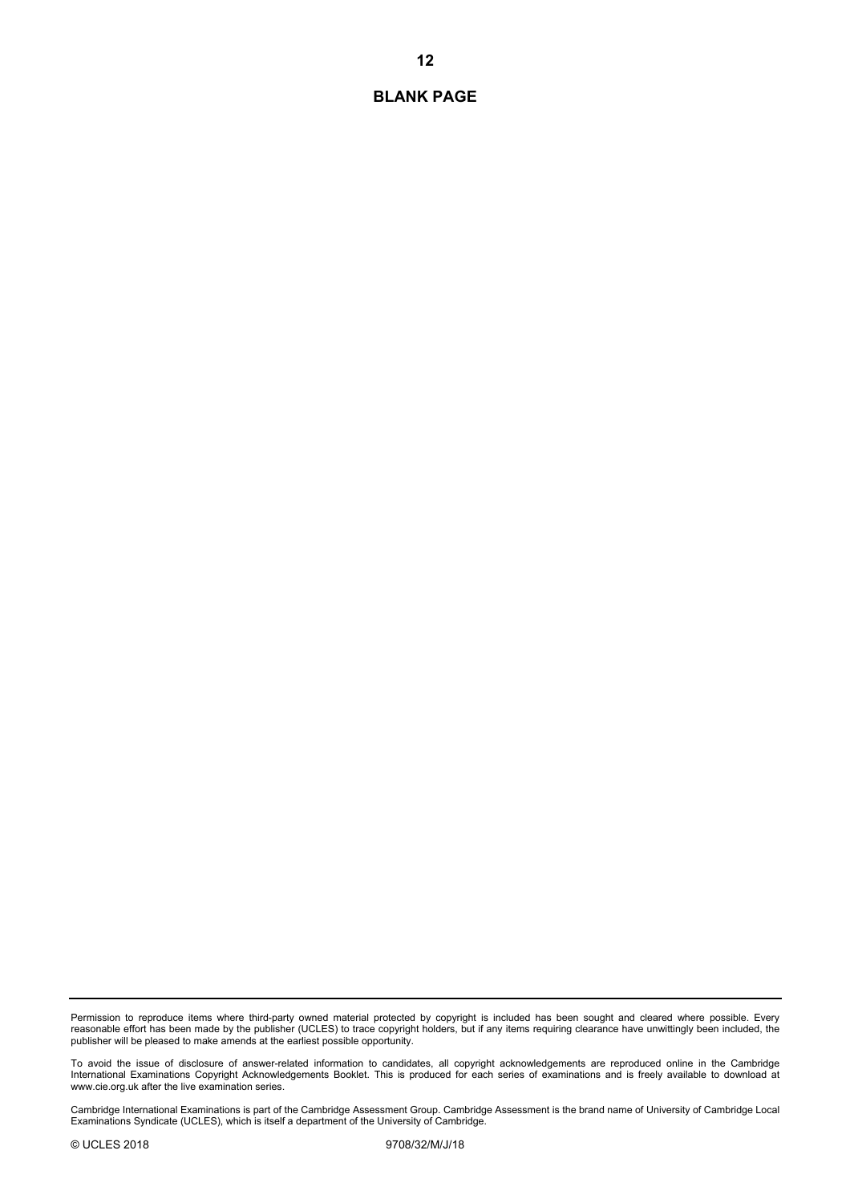**BLANK PAGE**

Permission to reproduce items where third-party owned material protected by copyright is included has been sought and cleared where possible. Every reasonable effort has been made by the publisher (UCLES) to trace copyright holders, but if any items requiring clearance have unwittingly been included, the publisher will be pleased to make amends at the earliest possible opportunity.

To avoid the issue of disclosure of answer-related information to candidates, all copyright acknowledgements are reproduced online in the Cambridge International Examinations Copyright Acknowledgements Booklet. This is produced for each series of examinations and is freely available to download at www.cie.org.uk after the live examination series.

Cambridge International Examinations is part of the Cambridge Assessment Group. Cambridge Assessment is the brand name of University of Cambridge Local Examinations Syndicate (UCLES), which is itself a department of the University of Cambridge.